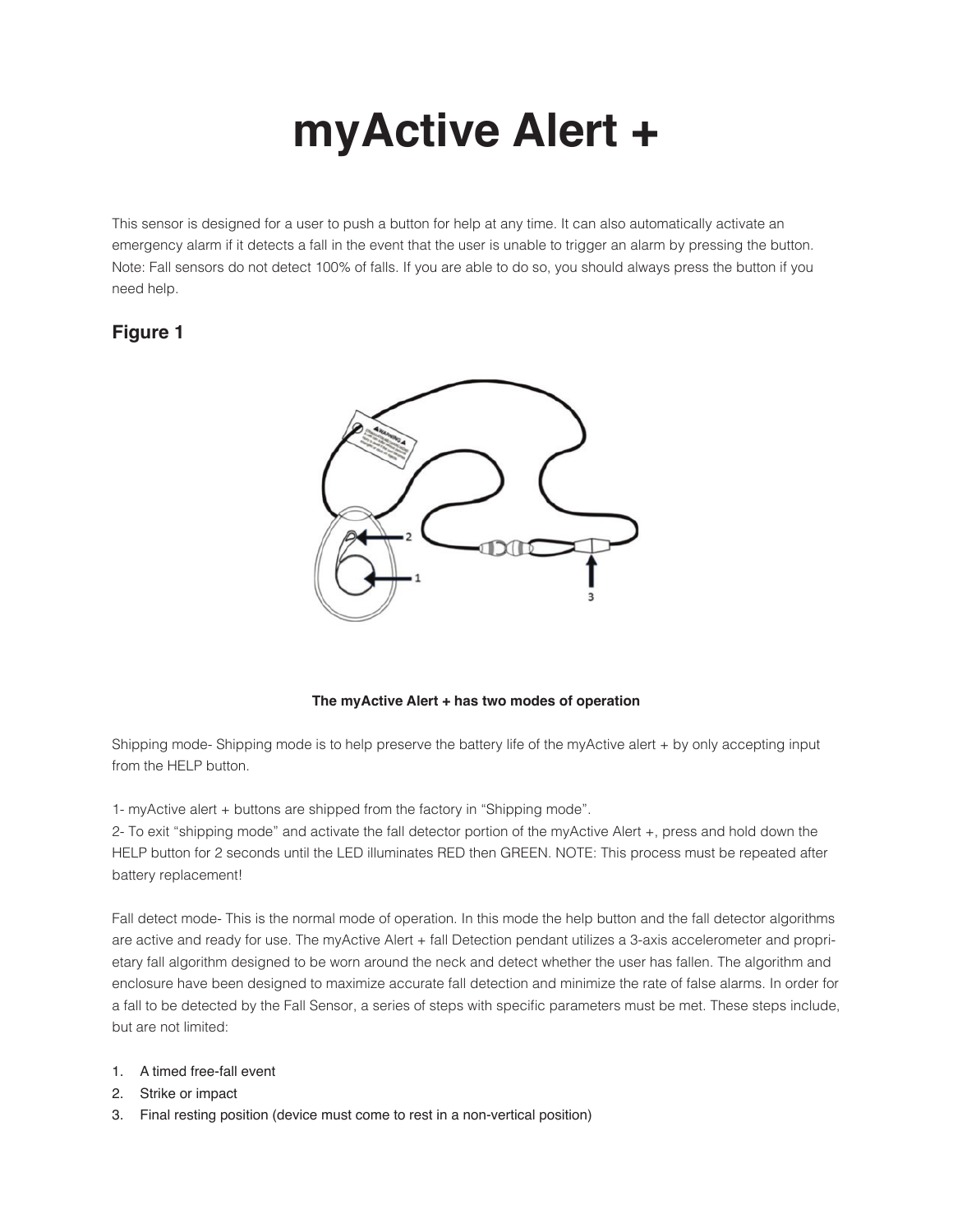# myActive Alert +

This sensor is designed for a user to push a button for help at any time. It can also automatically activate an emergency alarm if it detects a fall in the event that the user is unable to trigger an alarm by pressing the button. Note: Fall sensors do not detect 100% of falls. If you are able to do so, you should always press the button if you need help.

## Figure 1

**The myActive Alert + has two modes of operation**

Shipping mode- Shipping mode is to help preserve the battery life of the myActive alert + by only accepting input from the HELP button.

1- myActive alert + buttons are shipped from the factory in "Shipping mode".
2- To exit "shipping mode" and activate the fall detector portion of the myActive Alert +, press and hold down the HELP button for 2 seconds until the LED illuminates RED then GREEN. NOTE: This process must be repeated after battery replacement!

Fall detect mode- This is the normal mode of operation. In this mode the help button and the fall detector algorithms are active and ready for use. The myActive Alert + fall Detection pendant utilizes a 3-axis accelerometer and proprietary fall algorithm designed to be worn around the neck and detect whether the user has fallen. The algorithm and enclosure have been designed to maximize accurate fall detection and minimize the rate of false alarms. In order for a fall to be detected by the Fall Sensor, a series of steps with specific parameters must be met. These steps include, but are not limited:

1. A timed free-fall event
2. Strike or impact
3. Final resting position (device must come to rest in a non-vertical position)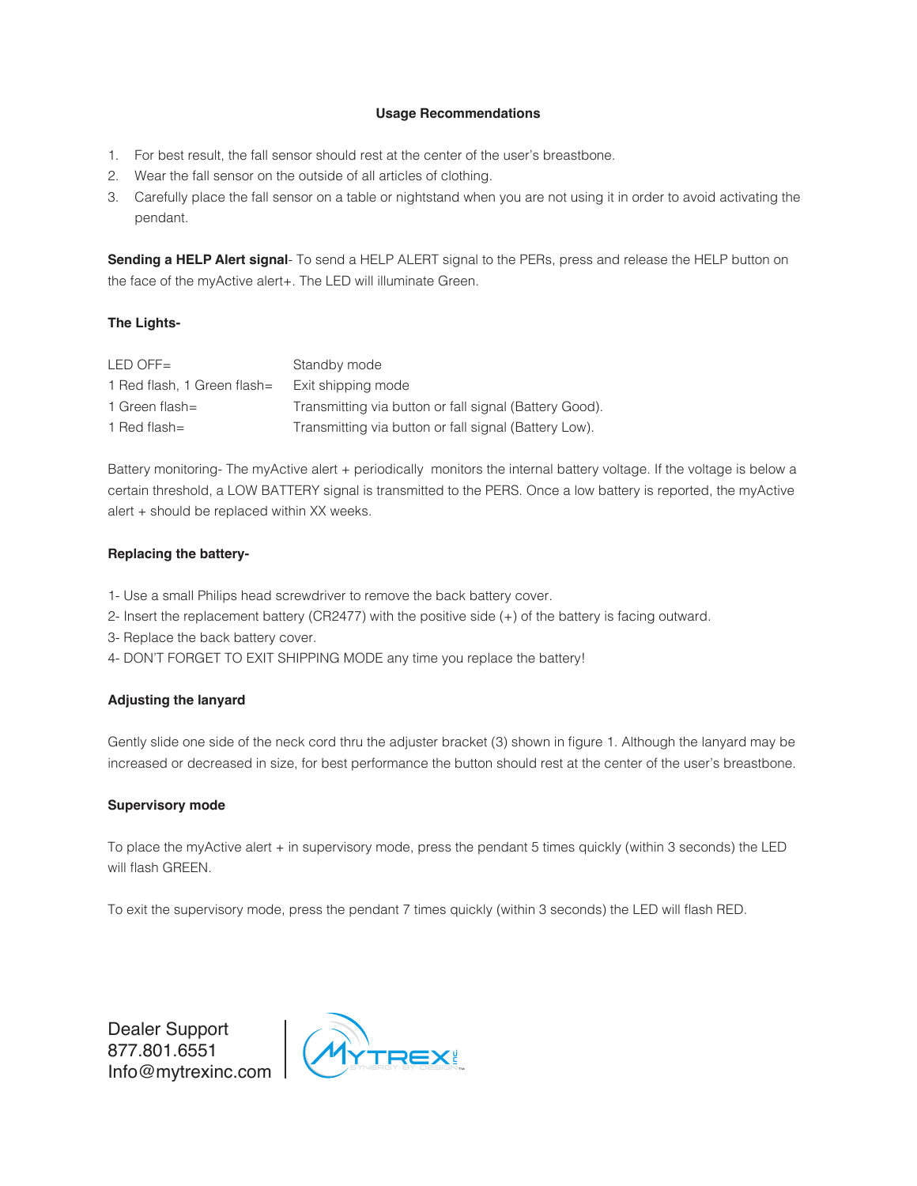## Usage Recommendations

1. For best result, the fall sensor should rest at the center of the user's breastbone.
2. Wear the fall sensor on the outside of all articles of clothing.
3. Carefully place the fall sensor on a table or nightstand when you are not using it in order to avoid activating the pendant.

**Sending a HELP Alert signal**- To send a HELP ALERT signal to the PERs, press and release the HELP button on the face of the myActive alert+. The LED will illuminate Green.

**The Lights-**

| | |
|---|---|
| LED OFF= | Standby mode |
| 1 Red flash, 1 Green flash= | Exit shipping mode |
| 1 Green flash= | Transmitting via button or fall signal (Battery Good). |
| 1 Red flash= | Transmitting via button or fall signal (Battery Low). |

Battery monitoring- The myActive alert + periodically monitors the internal battery voltage. If the voltage is below a certain threshold, a LOW BATTERY signal is transmitted to the PERS. Once a low battery is reported, the myActive alert + should be replaced within XX weeks.

**Replacing the battery-**

1- Use a small Philips head screwdriver to remove the back battery cover.
2- Insert the replacement battery (CR2477) with the positive side (+) of the battery is facing outward.
3- Replace the back battery cover.
4- DON'T FORGET TO EXIT SHIPPING MODE any time you replace the battery!

**Adjusting the lanyard**

Gently slide one side of the neck cord thru the adjuster bracket (3) shown in figure 1. Although the lanyard may be increased or decreased in size, for best performance the button should rest at the center of the user's breastbone.

**Supervisory mode**

To place the myActive alert + in supervisory mode, press the pendant 5 times quickly (within 3 seconds) the LED will flash GREEN.

To exit the supervisory mode, press the pendant 7 times quickly (within 3 seconds) the LED will flash RED.

Dealer Support
877.801.6551
Info@mytrexinc.com

MYTREX inc. SYNERGY BY DESIGN™